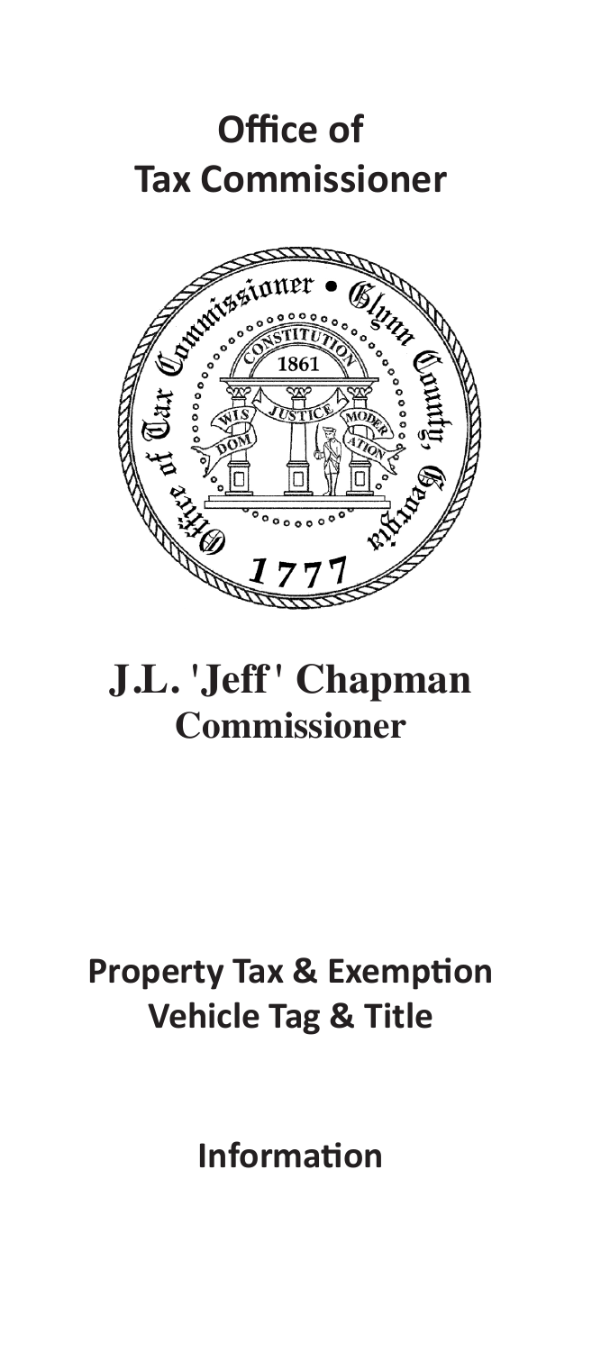# Office of Tax Commissioner

## J.L. 'Jeff' Chapman
**Commissioner**

## Property Tax & Exemption
## Vehicle Tag & Title

## Information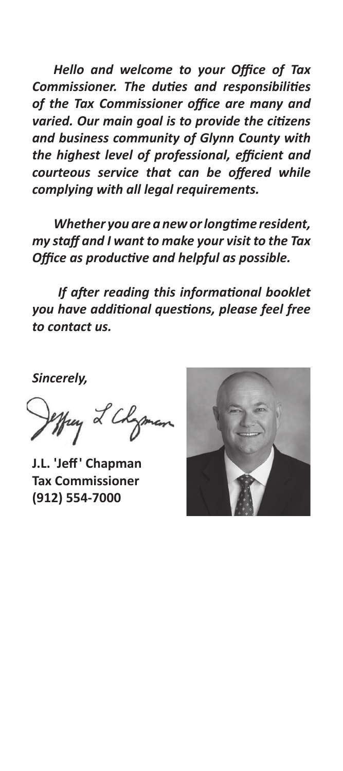*Hello and welcome to your Office of Tax Commissioner. The duties and responsibilities of the Tax Commissioner office are many and varied. Our main goal is to provide the citizens and business community of Glynn County with the highest level of professional, efficient and courteous service that can be offered while complying with all legal requirements.*

*Whether you are a new or longtime resident, my staff and I want to make your visit to the Tax Office as productive and helpful as possible.*

*If after reading this informational booklet you have additional questions, please feel free to contact us.*

*Sincerely,*

**J.L. 'Jeff' Chapman**
**Tax Commissioner**
**(912) 554-7000**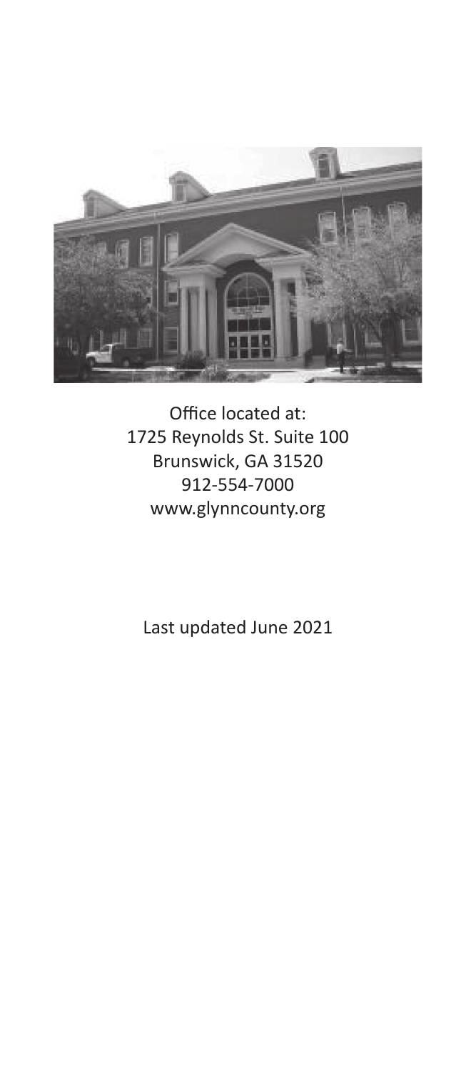Office located at:
1725 Reynolds St. Suite 100
Brunswick, GA 31520
912-554-7000
www.glynncounty.org

Last updated June 2021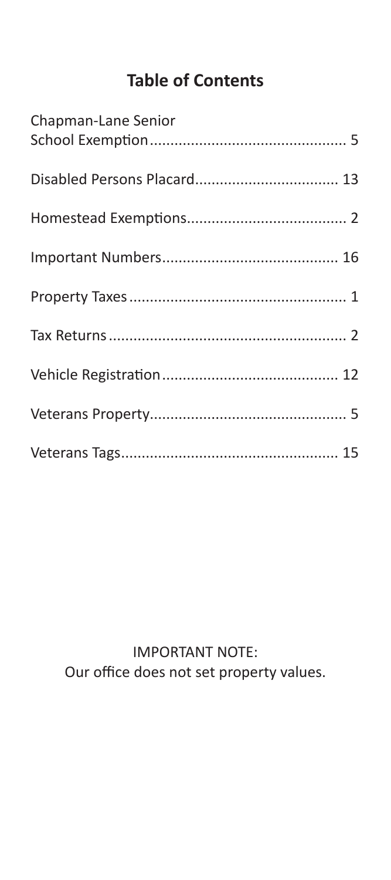## Table of Contents

| | |
|---|---|
| Chapman-Lane Senior School Exemption | 5 |
| Disabled Persons Placard | 13 |
| Homestead Exemptions | 2 |
| Important Numbers | 16 |
| Property Taxes | 1 |
| Tax Returns | 2 |
| Vehicle Registration | 12 |
| Veterans Property | 5 |
| Veterans Tags | 15 |

IMPORTANT NOTE:
Our office does not set property values.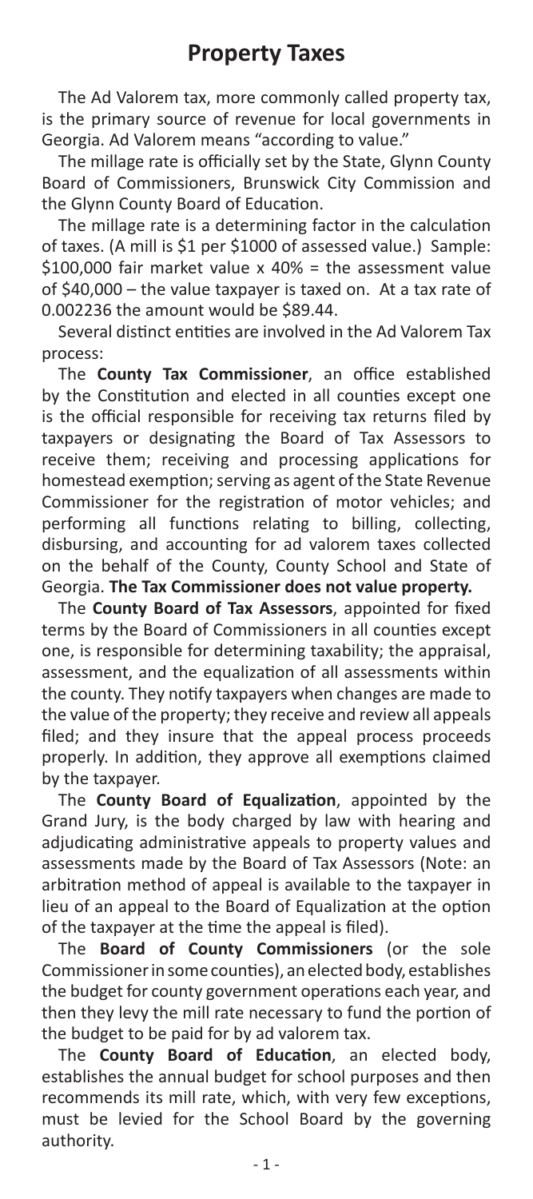# Property Taxes

The Ad Valorem tax, more commonly called property tax, is the primary source of revenue for local governments in Georgia. Ad Valorem means "according to value."

The millage rate is officially set by the State, Glynn County Board of Commissioners, Brunswick City Commission and the Glynn County Board of Education.

The millage rate is a determining factor in the calculation of taxes. (A mill is $1 per $1000 of assessed value.) Sample: $100,000 fair market value x 40% = the assessment value of $40,000 – the value taxpayer is taxed on. At a tax rate of 0.002236 the amount would be $89.44.

Several distinct entities are involved in the Ad Valorem Tax process:

The **County Tax Commissioner**, an office established by the Constitution and elected in all counties except one is the official responsible for receiving tax returns filed by taxpayers or designating the Board of Tax Assessors to receive them; receiving and processing applications for homestead exemption; serving as agent of the State Revenue Commissioner for the registration of motor vehicles; and performing all functions relating to billing, collecting, disbursing, and accounting for ad valorem taxes collected on the behalf of the County, County School and State of Georgia. **The Tax Commissioner does not value property.**

The **County Board of Tax Assessors**, appointed for fixed terms by the Board of Commissioners in all counties except one, is responsible for determining taxability; the appraisal, assessment, and the equalization of all assessments within the county. They notify taxpayers when changes are made to the value of the property; they receive and review all appeals filed; and they insure that the appeal process proceeds properly. In addition, they approve all exemptions claimed by the taxpayer.

The **County Board of Equalization**, appointed by the Grand Jury, is the body charged by law with hearing and adjudicating administrative appeals to property values and assessments made by the Board of Tax Assessors (Note: an arbitration method of appeal is available to the taxpayer in lieu of an appeal to the Board of Equalization at the option of the taxpayer at the time the appeal is filed).

The **Board of County Commissioners** (or the sole Commissioner in some counties), an elected body, establishes the budget for county government operations each year, and then they levy the mill rate necessary to fund the portion of the budget to be paid for by ad valorem tax.

The **County Board of Education**, an elected body, establishes the annual budget for school purposes and then recommends its mill rate, which, with very few exceptions, must be levied for the School Board by the governing authority.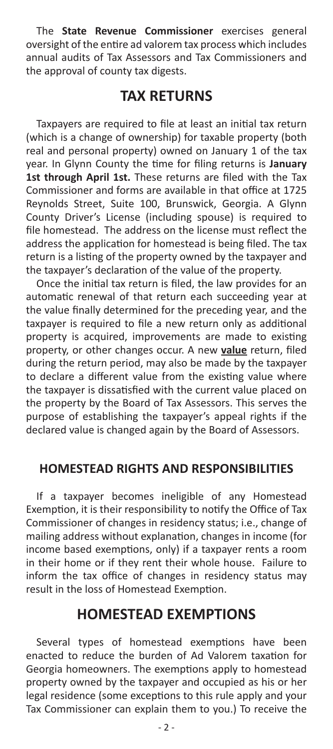The **State Revenue Commissioner** exercises general oversight of the entire ad valorem tax process which includes annual audits of Tax Assessors and Tax Commissioners and the approval of county tax digests.

## TAX RETURNS

Taxpayers are required to file at least an initial tax return (which is a change of ownership) for taxable property (both real and personal property) owned on January 1 of the tax year. In Glynn County the time for filing returns is **January 1st through April 1st.** These returns are filed with the Tax Commissioner and forms are available in that office at 1725 Reynolds Street, Suite 100, Brunswick, Georgia. A Glynn County Driver's License (including spouse) is required to file homestead. The address on the license must reflect the address the application for homestead is being filed. The tax return is a listing of the property owned by the taxpayer and the taxpayer's declaration of the value of the property.

Once the initial tax return is filed, the law provides for an automatic renewal of that return each succeeding year at the value finally determined for the preceding year, and the taxpayer is required to file a new return only as additional property is acquired, improvements are made to existing property, or other changes occur. A new **value** return, filed during the return period, may also be made by the taxpayer to declare a different value from the existing value where the taxpayer is dissatisfied with the current value placed on the property by the Board of Tax Assessors. This serves the purpose of establishing the taxpayer's appeal rights if the declared value is changed again by the Board of Assessors.

## HOMESTEAD RIGHTS AND RESPONSIBILITIES

If a taxpayer becomes ineligible of any Homestead Exemption, it is their responsibility to notify the Office of Tax Commissioner of changes in residency status; i.e., change of mailing address without explanation, changes in income (for income based exemptions, only) if a taxpayer rents a room in their home or if they rent their whole house. Failure to inform the tax office of changes in residency status may result in the loss of Homestead Exemption.

## HOMESTEAD EXEMPTIONS

Several types of homestead exemptions have been enacted to reduce the burden of Ad Valorem taxation for Georgia homeowners. The exemptions apply to homestead property owned by the taxpayer and occupied as his or her legal residence (some exceptions to this rule apply and your Tax Commissioner can explain them to you.) To receive the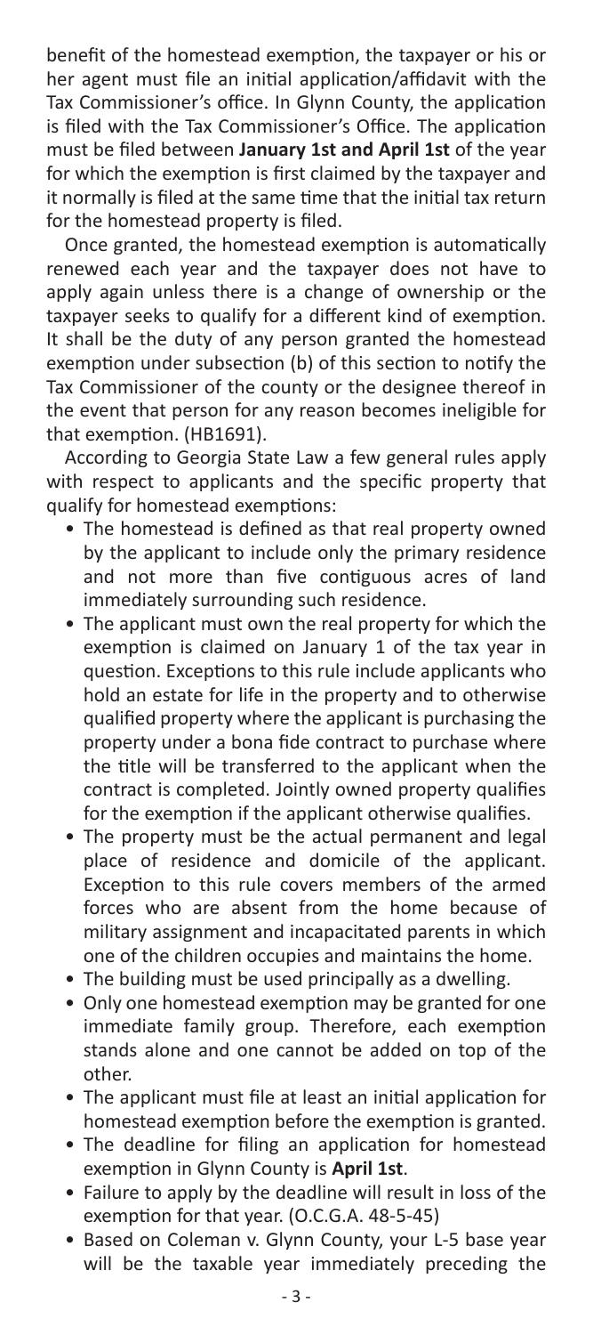benefit of the homestead exemption, the taxpayer or his or her agent must file an initial application/affidavit with the Tax Commissioner's office. In Glynn County, the application is filed with the Tax Commissioner's Office. The application must be filed between **January 1st and April 1st** of the year for which the exemption is first claimed by the taxpayer and it normally is filed at the same time that the initial tax return for the homestead property is filed.

Once granted, the homestead exemption is automatically renewed each year and the taxpayer does not have to apply again unless there is a change of ownership or the taxpayer seeks to qualify for a different kind of exemption. It shall be the duty of any person granted the homestead exemption under subsection (b) of this section to notify the Tax Commissioner of the county or the designee thereof in the event that person for any reason becomes ineligible for that exemption. (HB1691).

According to Georgia State Law a few general rules apply with respect to applicants and the specific property that qualify for homestead exemptions:

- The homestead is defined as that real property owned by the applicant to include only the primary residence and not more than five contiguous acres of land immediately surrounding such residence.
- The applicant must own the real property for which the exemption is claimed on January 1 of the tax year in question. Exceptions to this rule include applicants who hold an estate for life in the property and to otherwise qualified property where the applicant is purchasing the property under a bona fide contract to purchase where the title will be transferred to the applicant when the contract is completed. Jointly owned property qualifies for the exemption if the applicant otherwise qualifies.
- The property must be the actual permanent and legal place of residence and domicile of the applicant. Exception to this rule covers members of the armed forces who are absent from the home because of military assignment and incapacitated parents in which one of the children occupies and maintains the home.
- The building must be used principally as a dwelling.
- Only one homestead exemption may be granted for one immediate family group. Therefore, each exemption stands alone and one cannot be added on top of the other.
- The applicant must file at least an initial application for homestead exemption before the exemption is granted.
- The deadline for filing an application for homestead exemption in Glynn County is **April 1st**.
- Failure to apply by the deadline will result in loss of the exemption for that year. (O.C.G.A. 48-5-45)
- Based on Coleman v. Glynn County, your L-5 base year will be the taxable year immediately preceding the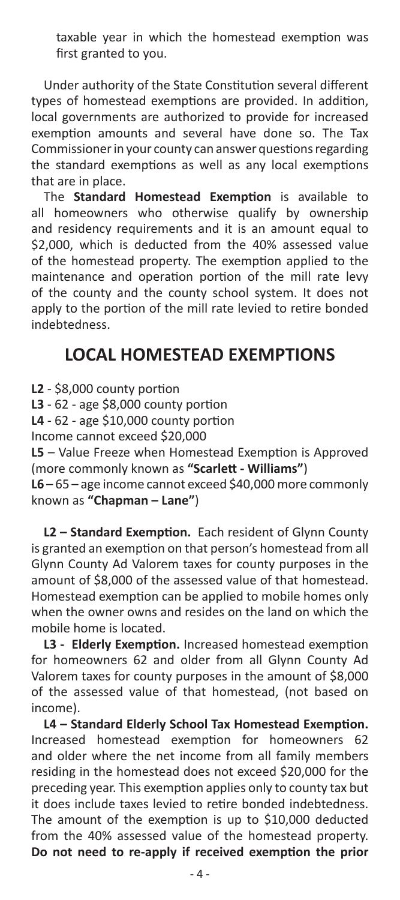taxable year in which the homestead exemption was first granted to you.

Under authority of the State Constitution several different types of homestead exemptions are provided. In addition, local governments are authorized to provide for increased exemption amounts and several have done so. The Tax Commissioner in your county can answer questions regarding the standard exemptions as well as any local exemptions that are in place.

The **Standard Homestead Exemption** is available to all homeowners who otherwise qualify by ownership and residency requirements and it is an amount equal to $2,000, which is deducted from the 40% assessed value of the homestead property. The exemption applied to the maintenance and operation portion of the mill rate levy of the county and the county school system. It does not apply to the portion of the mill rate levied to retire bonded indebtedness.

## LOCAL HOMESTEAD EXEMPTIONS

**L2** - $8,000 county portion
**L3** - 62 - age $8,000 county portion
**L4** - 62 - age $10,000 county portion
Income cannot exceed $20,000
**L5** – Value Freeze when Homestead Exemption is Approved (more commonly known as **"Scarlett - Williams"**)
**L6** – 65 – age income cannot exceed $40,000 more commonly known as **"Chapman – Lane"**)

**L2 – Standard Exemption.** Each resident of Glynn County is granted an exemption on that person's homestead from all Glynn County Ad Valorem taxes for county purposes in the amount of $8,000 of the assessed value of that homestead. Homestead exemption can be applied to mobile homes only when the owner owns and resides on the land on which the mobile home is located.

**L3 - Elderly Exemption.** Increased homestead exemption for homeowners 62 and older from all Glynn County Ad Valorem taxes for county purposes in the amount of $8,000 of the assessed value of that homestead, (not based on income).

**L4 – Standard Elderly School Tax Homestead Exemption.** Increased homestead exemption for homeowners 62 and older where the net income from all family members residing in the homestead does not exceed $20,000 for the preceding year. This exemption applies only to county tax but it does include taxes levied to retire bonded indebtedness. The amount of the exemption is up to $10,000 deducted from the 40% assessed value of the homestead property. **Do not need to re-apply if received exemption the prior**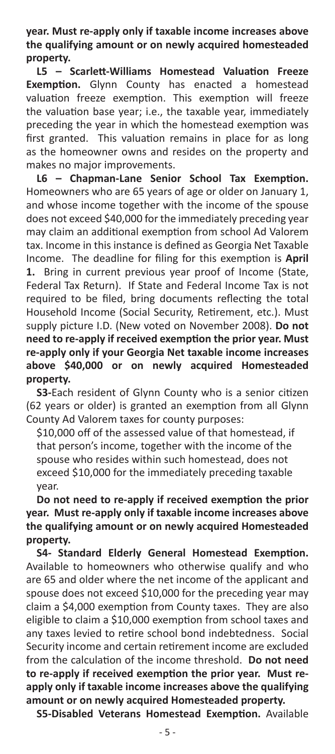**year. Must re-apply only if taxable income increases above the qualifying amount or on newly acquired homesteaded property.**

**L5 – Scarlett-Williams Homestead Valuation Freeze Exemption.** Glynn County has enacted a homestead valuation freeze exemption. This exemption will freeze the valuation base year; i.e., the taxable year, immediately preceding the year in which the homestead exemption was first granted. This valuation remains in place for as long as the homeowner owns and resides on the property and makes no major improvements.

**L6 – Chapman-Lane Senior School Tax Exemption.** Homeowners who are 65 years of age or older on January 1, and whose income together with the income of the spouse does not exceed $40,000 for the immediately preceding year may claim an additional exemption from school Ad Valorem tax. Income in this instance is defined as Georgia Net Taxable Income. The deadline for filing for this exemption is **April 1.** Bring in current previous year proof of Income (State, Federal Tax Return). If State and Federal Income Tax is not required to be filed, bring documents reflecting the total Household Income (Social Security, Retirement, etc.). Must supply picture I.D. (New voted on November 2008). **Do not need to re-apply if received exemption the prior year. Must re-apply only if your Georgia Net taxable income increases above $40,000 or on newly acquired Homesteaded property.**

**S3-**Each resident of Glynn County who is a senior citizen (62 years or older) is granted an exemption from all Glynn County Ad Valorem taxes for county purposes:

$10,000 off of the assessed value of that homestead, if that person's income, together with the income of the spouse who resides within such homestead, does not exceed $10,000 for the immediately preceding taxable year.

**Do not need to re-apply if received exemption the prior year. Must re-apply only if taxable income increases above the qualifying amount or on newly acquired Homesteaded property.**

**S4- Standard Elderly General Homestead Exemption.** Available to homeowners who otherwise qualify and who are 65 and older where the net income of the applicant and spouse does not exceed $10,000 for the preceding year may claim a $4,000 exemption from County taxes. They are also eligible to claim a $10,000 exemption from school taxes and any taxes levied to retire school bond indebtedness. Social Security income and certain retirement income are excluded from the calculation of the income threshold. **Do not need to re-apply if received exemption the prior year. Must re-apply only if taxable income increases above the qualifying amount or on newly acquired Homesteaded property.**

**S5-Disabled Veterans Homestead Exemption.** Available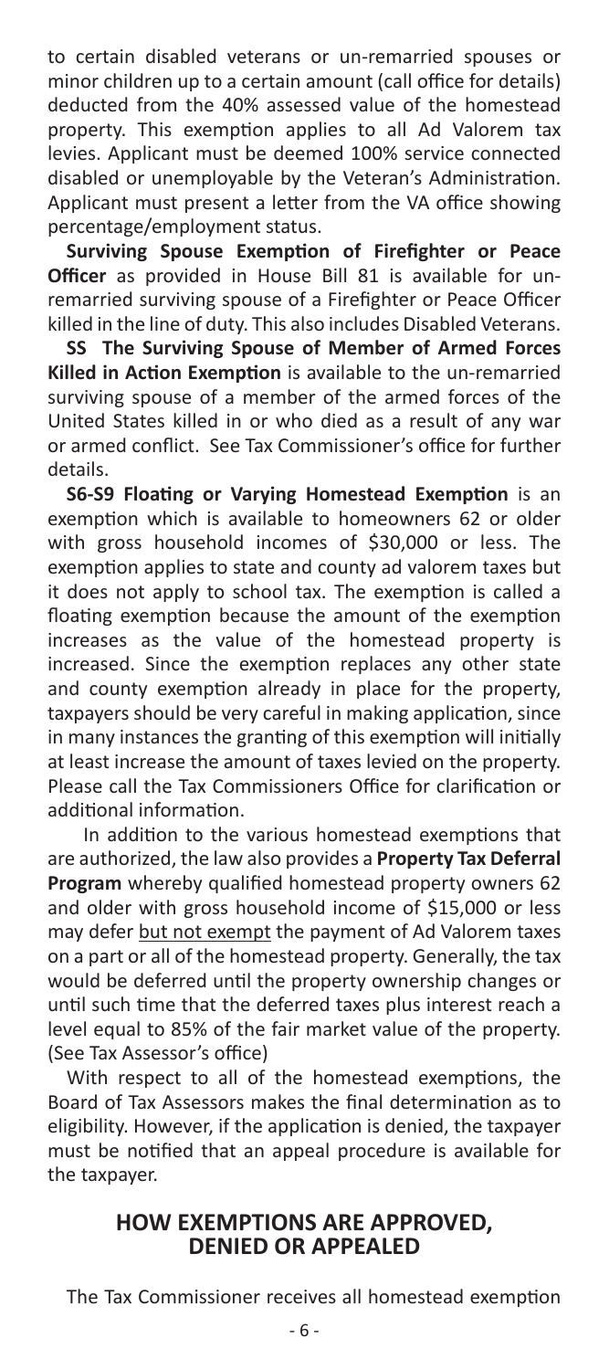to certain disabled veterans or un-remarried spouses or minor children up to a certain amount (call office for details) deducted from the 40% assessed value of the homestead property. This exemption applies to all Ad Valorem tax levies. Applicant must be deemed 100% service connected disabled or unemployable by the Veteran's Administration. Applicant must present a letter from the VA office showing percentage/employment status.

**Surviving Spouse Exemption of Firefighter or Peace Officer** as provided in House Bill 81 is available for un-remarried surviving spouse of a Firefighter or Peace Officer killed in the line of duty. This also includes Disabled Veterans.

**SS The Surviving Spouse of Member of Armed Forces Killed in Action Exemption** is available to the un-remarried surviving spouse of a member of the armed forces of the United States killed in or who died as a result of any war or armed conflict. See Tax Commissioner's office for further details.

**S6-S9 Floating or Varying Homestead Exemption** is an exemption which is available to homeowners 62 or older with gross household incomes of $30,000 or less. The exemption applies to state and county ad valorem taxes but it does not apply to school tax. The exemption is called a floating exemption because the amount of the exemption increases as the value of the homestead property is increased. Since the exemption replaces any other state and county exemption already in place for the property, taxpayers should be very careful in making application, since in many instances the granting of this exemption will initially at least increase the amount of taxes levied on the property. Please call the Tax Commissioners Office for clarification or additional information.

In addition to the various homestead exemptions that are authorized, the law also provides a **Property Tax Deferral Program** whereby qualified homestead property owners 62 and older with gross household income of $15,000 or less may defer <u>but not exempt</u> the payment of Ad Valorem taxes on a part or all of the homestead property. Generally, the tax would be deferred until the property ownership changes or until such time that the deferred taxes plus interest reach a level equal to 85% of the fair market value of the property. (See Tax Assessor's office)

With respect to all of the homestead exemptions, the Board of Tax Assessors makes the final determination as to eligibility. However, if the application is denied, the taxpayer must be notified that an appeal procedure is available for the taxpayer.

## HOW EXEMPTIONS ARE APPROVED, DENIED OR APPEALED

The Tax Commissioner receives all homestead exemption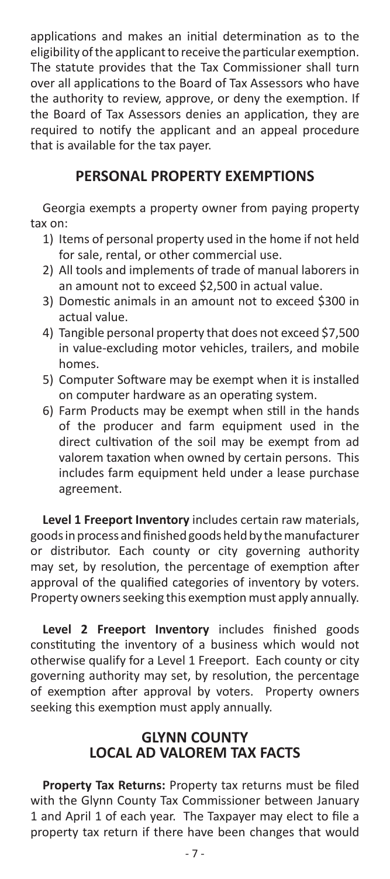applications and makes an initial determination as to the eligibility of the applicant to receive the particular exemption. The statute provides that the Tax Commissioner shall turn over all applications to the Board of Tax Assessors who have the authority to review, approve, or deny the exemption. If the Board of Tax Assessors denies an application, they are required to notify the applicant and an appeal procedure that is available for the tax payer.

## PERSONAL PROPERTY EXEMPTIONS

Georgia exempts a property owner from paying property tax on:

1) Items of personal property used in the home if not held for sale, rental, or other commercial use.
2) All tools and implements of trade of manual laborers in an amount not to exceed $2,500 in actual value.
3) Domestic animals in an amount not to exceed $300 in actual value.
4) Tangible personal property that does not exceed $7,500 in value-excluding motor vehicles, trailers, and mobile homes.
5) Computer Software may be exempt when it is installed on computer hardware as an operating system.
6) Farm Products may be exempt when still in the hands of the producer and farm equipment used in the direct cultivation of the soil may be exempt from ad valorem taxation when owned by certain persons. This includes farm equipment held under a lease purchase agreement.

**Level 1 Freeport Inventory** includes certain raw materials, goods in process and finished goods held by the manufacturer or distributor. Each county or city governing authority may set, by resolution, the percentage of exemption after approval of the qualified categories of inventory by voters. Property owners seeking this exemption must apply annually.

**Level 2 Freeport Inventory** includes finished goods constituting the inventory of a business which would not otherwise qualify for a Level 1 Freeport. Each county or city governing authority may set, by resolution, the percentage of exemption after approval by voters. Property owners seeking this exemption must apply annually.

## GLYNN COUNTY LOCAL AD VALOREM TAX FACTS

**Property Tax Returns:** Property tax returns must be filed with the Glynn County Tax Commissioner between January 1 and April 1 of each year. The Taxpayer may elect to file a property tax return if there have been changes that would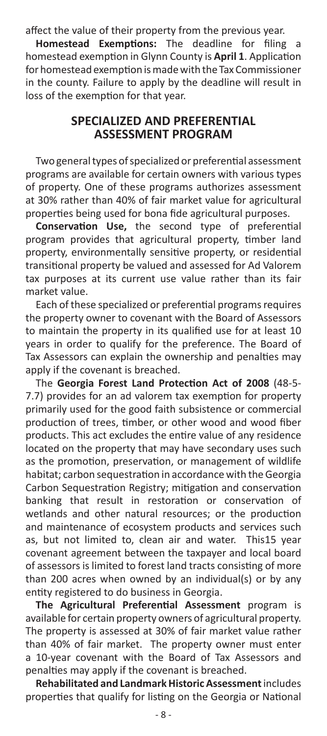affect the value of their property from the previous year.

**Homestead Exemptions:** The deadline for filing a homestead exemption in Glynn County is **April 1**. Application for homestead exemption is made with the Tax Commissioner in the county. Failure to apply by the deadline will result in loss of the exemption for that year.

## SPECIALIZED AND PREFERENTIAL ASSESSMENT PROGRAM

Two general types of specialized or preferential assessment programs are available for certain owners with various types of property. One of these programs authorizes assessment at 30% rather than 40% of fair market value for agricultural properties being used for bona fide agricultural purposes.

**Conservation Use,** the second type of preferential program provides that agricultural property, timber land property, environmentally sensitive property, or residential transitional property be valued and assessed for Ad Valorem tax purposes at its current use value rather than its fair market value.

Each of these specialized or preferential programs requires the property owner to covenant with the Board of Assessors to maintain the property in its qualified use for at least 10 years in order to qualify for the preference. The Board of Tax Assessors can explain the ownership and penalties may apply if the covenant is breached.

The **Georgia Forest Land Protection Act of 2008** (48-5-7.7) provides for an ad valorem tax exemption for property primarily used for the good faith subsistence or commercial production of trees, timber, or other wood and wood fiber products. This act excludes the entire value of any residence located on the property that may have secondary uses such as the promotion, preservation, or management of wildlife habitat; carbon sequestration in accordance with the Georgia Carbon Sequestration Registry; mitigation and conservation banking that result in restoration or conservation of wetlands and other natural resources; or the production and maintenance of ecosystem products and services such as, but not limited to, clean air and water. This15 year covenant agreement between the taxpayer and local board of assessors is limited to forest land tracts consisting of more than 200 acres when owned by an individual(s) or by any entity registered to do business in Georgia.

**The Agricultural Preferential Assessment** program is available for certain property owners of agricultural property. The property is assessed at 30% of fair market value rather than 40% of fair market. The property owner must enter a 10-year covenant with the Board of Tax Assessors and penalties may apply if the covenant is breached.

**Rehabilitated and Landmark Historic Assessment** includes properties that qualify for listing on the Georgia or National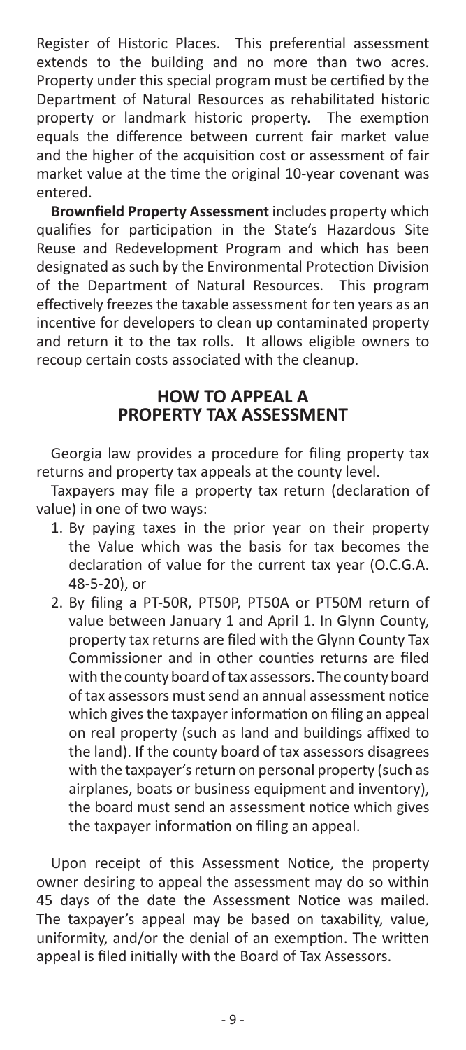Register of Historic Places. This preferential assessment extends to the building and no more than two acres. Property under this special program must be certified by the Department of Natural Resources as rehabilitated historic property or landmark historic property. The exemption equals the difference between current fair market value and the higher of the acquisition cost or assessment of fair market value at the time the original 10-year covenant was entered.

**Brownfield Property Assessment** includes property which qualifies for participation in the State's Hazardous Site Reuse and Redevelopment Program and which has been designated as such by the Environmental Protection Division of the Department of Natural Resources. This program effectively freezes the taxable assessment for ten years as an incentive for developers to clean up contaminated property and return it to the tax rolls. It allows eligible owners to recoup certain costs associated with the cleanup.

## HOW TO APPEAL A PROPERTY TAX ASSESSMENT

Georgia law provides a procedure for filing property tax returns and property tax appeals at the county level.

Taxpayers may file a property tax return (declaration of value) in one of two ways:

1. By paying taxes in the prior year on their property the Value which was the basis for tax becomes the declaration of value for the current tax year (O.C.G.A. 48-5-20), or
2. By filing a PT-50R, PT50P, PT50A or PT50M return of value between January 1 and April 1. In Glynn County, property tax returns are filed with the Glynn County Tax Commissioner and in other counties returns are filed with the county board of tax assessors. The county board of tax assessors must send an annual assessment notice which gives the taxpayer information on filing an appeal on real property (such as land and buildings affixed to the land). If the county board of tax assessors disagrees with the taxpayer's return on personal property (such as airplanes, boats or business equipment and inventory), the board must send an assessment notice which gives the taxpayer information on filing an appeal.

Upon receipt of this Assessment Notice, the property owner desiring to appeal the assessment may do so within 45 days of the date the Assessment Notice was mailed. The taxpayer's appeal may be based on taxability, value, uniformity, and/or the denial of an exemption. The written appeal is filed initially with the Board of Tax Assessors.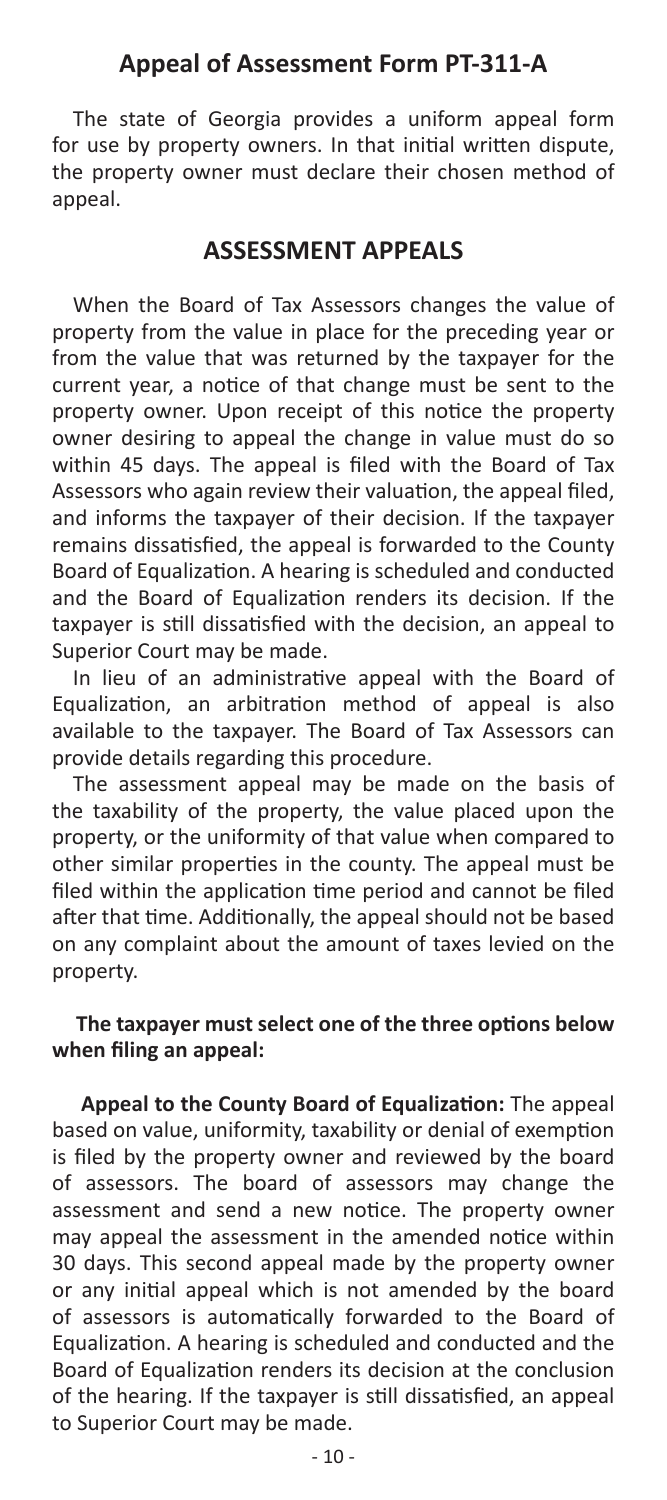## Appeal of Assessment Form PT-311-A

The state of Georgia provides a uniform appeal form for use by property owners. In that initial written dispute, the property owner must declare their chosen method of appeal.

## ASSESSMENT APPEALS

When the Board of Tax Assessors changes the value of property from the value in place for the preceding year or from the value that was returned by the taxpayer for the current year, a notice of that change must be sent to the property owner. Upon receipt of this notice the property owner desiring to appeal the change in value must do so within 45 days. The appeal is filed with the Board of Tax Assessors who again review their valuation, the appeal filed, and informs the taxpayer of their decision. If the taxpayer remains dissatisfied, the appeal is forwarded to the County Board of Equalization. A hearing is scheduled and conducted and the Board of Equalization renders its decision. If the taxpayer is still dissatisfied with the decision, an appeal to Superior Court may be made.

In lieu of an administrative appeal with the Board of Equalization, an arbitration method of appeal is also available to the taxpayer. The Board of Tax Assessors can provide details regarding this procedure.

The assessment appeal may be made on the basis of the taxability of the property, the value placed upon the property, or the uniformity of that value when compared to other similar properties in the county. The appeal must be filed within the application time period and cannot be filed after that time. Additionally, the appeal should not be based on any complaint about the amount of taxes levied on the property.

**The taxpayer must select one of the three options below when filing an appeal:**

**Appeal to the County Board of Equalization:** The appeal based on value, uniformity, taxability or denial of exemption is filed by the property owner and reviewed by the board of assessors. The board of assessors may change the assessment and send a new notice. The property owner may appeal the assessment in the amended notice within 30 days. This second appeal made by the property owner or any initial appeal which is not amended by the board of assessors is automatically forwarded to the Board of Equalization. A hearing is scheduled and conducted and the Board of Equalization renders its decision at the conclusion of the hearing. If the taxpayer is still dissatisfied, an appeal to Superior Court may be made.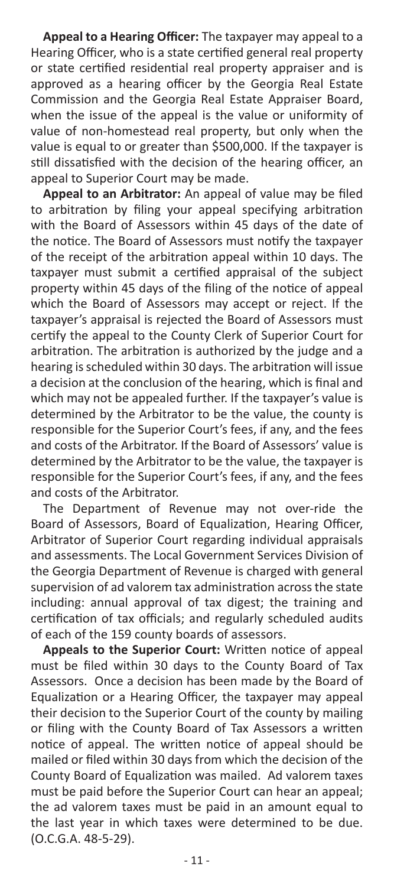**Appeal to a Hearing Officer:** The taxpayer may appeal to a Hearing Officer, who is a state certified general real property or state certified residential real property appraiser and is approved as a hearing officer by the Georgia Real Estate Commission and the Georgia Real Estate Appraiser Board, when the issue of the appeal is the value or uniformity of value of non-homestead real property, but only when the value is equal to or greater than $500,000. If the taxpayer is still dissatisfied with the decision of the hearing officer, an appeal to Superior Court may be made.

**Appeal to an Arbitrator:** An appeal of value may be filed to arbitration by filing your appeal specifying arbitration with the Board of Assessors within 45 days of the date of the notice. The Board of Assessors must notify the taxpayer of the receipt of the arbitration appeal within 10 days. The taxpayer must submit a certified appraisal of the subject property within 45 days of the filing of the notice of appeal which the Board of Assessors may accept or reject. If the taxpayer's appraisal is rejected the Board of Assessors must certify the appeal to the County Clerk of Superior Court for arbitration. The arbitration is authorized by the judge and a hearing is scheduled within 30 days. The arbitration will issue a decision at the conclusion of the hearing, which is final and which may not be appealed further. If the taxpayer's value is determined by the Arbitrator to be the value, the county is responsible for the Superior Court's fees, if any, and the fees and costs of the Arbitrator. If the Board of Assessors' value is determined by the Arbitrator to be the value, the taxpayer is responsible for the Superior Court's fees, if any, and the fees and costs of the Arbitrator.

The Department of Revenue may not over-ride the Board of Assessors, Board of Equalization, Hearing Officer, Arbitrator of Superior Court regarding individual appraisals and assessments. The Local Government Services Division of the Georgia Department of Revenue is charged with general supervision of ad valorem tax administration across the state including: annual approval of tax digest; the training and certification of tax officials; and regularly scheduled audits of each of the 159 county boards of assessors.

**Appeals to the Superior Court:** Written notice of appeal must be filed within 30 days to the County Board of Tax Assessors. Once a decision has been made by the Board of Equalization or a Hearing Officer, the taxpayer may appeal their decision to the Superior Court of the county by mailing or filing with the County Board of Tax Assessors a written notice of appeal. The written notice of appeal should be mailed or filed within 30 days from which the decision of the County Board of Equalization was mailed. Ad valorem taxes must be paid before the Superior Court can hear an appeal; the ad valorem taxes must be paid in an amount equal to the last year in which taxes were determined to be due. (O.C.G.A. 48-5-29).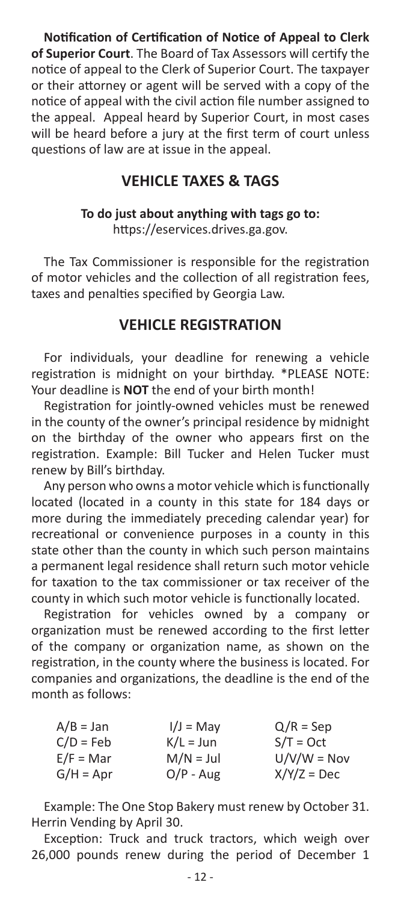**Notification of Certification of Notice of Appeal to Clerk of Superior Court**. The Board of Tax Assessors will certify the notice of appeal to the Clerk of Superior Court. The taxpayer or their attorney or agent will be served with a copy of the notice of appeal with the civil action file number assigned to the appeal. Appeal heard by Superior Court, in most cases will be heard before a jury at the first term of court unless questions of law are at issue in the appeal.

## VEHICLE TAXES & TAGS

**To do just about anything with tags go to:**
https://eservices.drives.ga.gov.

The Tax Commissioner is responsible for the registration of motor vehicles and the collection of all registration fees, taxes and penalties specified by Georgia Law.

## VEHICLE REGISTRATION

For individuals, your deadline for renewing a vehicle registration is midnight on your birthday. *PLEASE NOTE: Your deadline is **NOT** the end of your birth month!

Registration for jointly-owned vehicles must be renewed in the county of the owner's principal residence by midnight on the birthday of the owner who appears first on the registration. Example: Bill Tucker and Helen Tucker must renew by Bill's birthday.

Any person who owns a motor vehicle which is functionally located (located in a county in this state for 184 days or more during the immediately preceding calendar year) for recreational or convenience purposes in a county in this state other than the county in which such person maintains a permanent legal residence shall return such motor vehicle for taxation to the tax commissioner or tax receiver of the county in which such motor vehicle is functionally located.

Registration for vehicles owned by a company or organization must be renewed according to the first letter of the company or organization name, as shown on the registration, in the county where the business is located. For companies and organizations, the deadline is the end of the month as follows:

| | | |
|---|---|---|
| A/B = Jan | I/J = May | Q/R = Sep |
| C/D = Feb | K/L = Jun | S/T = Oct |
| E/F = Mar | M/N = Jul | U/V/W = Nov |
| G/H = Apr | O/P - Aug | X/Y/Z = Dec |

Example: The One Stop Bakery must renew by October 31. Herrin Vending by April 30.

Exception: Truck and truck tractors, which weigh over 26,000 pounds renew during the period of December 1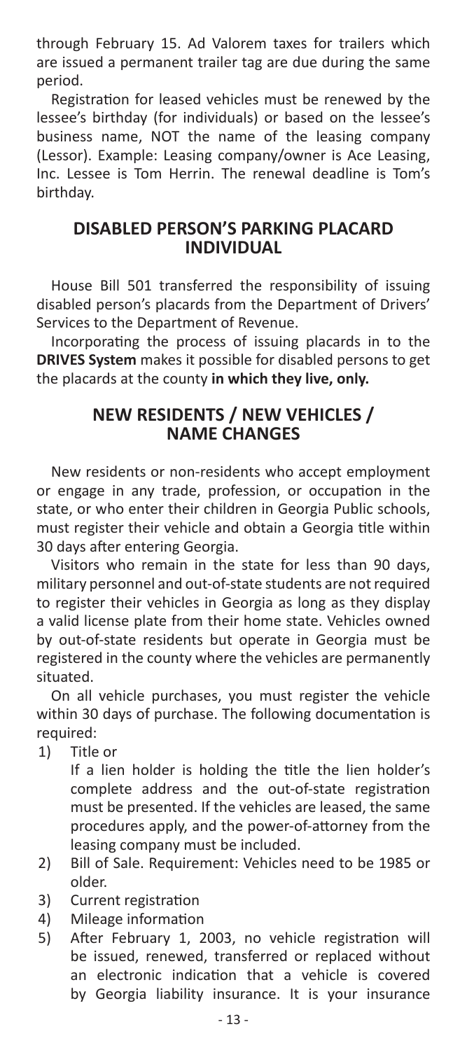through February 15. Ad Valorem taxes for trailers which are issued a permanent trailer tag are due during the same period.

Registration for leased vehicles must be renewed by the lessee's birthday (for individuals) or based on the lessee's business name, NOT the name of the leasing company (Lessor). Example: Leasing company/owner is Ace Leasing, Inc. Lessee is Tom Herrin. The renewal deadline is Tom's birthday.

## DISABLED PERSON'S PARKING PLACARD INDIVIDUAL

House Bill 501 transferred the responsibility of issuing disabled person's placards from the Department of Drivers' Services to the Department of Revenue.

Incorporating the process of issuing placards in to the **DRIVES System** makes it possible for disabled persons to get the placards at the county **in which they live, only.**

## NEW RESIDENTS / NEW VEHICLES / NAME CHANGES

New residents or non-residents who accept employment or engage in any trade, profession, or occupation in the state, or who enter their children in Georgia Public schools, must register their vehicle and obtain a Georgia title within 30 days after entering Georgia.

Visitors who remain in the state for less than 90 days, military personnel and out-of-state students are not required to register their vehicles in Georgia as long as they display a valid license plate from their home state. Vehicles owned by out-of-state residents but operate in Georgia must be registered in the county where the vehicles are permanently situated.

On all vehicle purchases, you must register the vehicle within 30 days of purchase. The following documentation is required:

1) Title or
   If a lien holder is holding the title the lien holder's complete address and the out-of-state registration must be presented. If the vehicles are leased, the same procedures apply, and the power-of-attorney from the leasing company must be included.
2) Bill of Sale. Requirement: Vehicles need to be 1985 or older.
3) Current registration
4) Mileage information
5) After February 1, 2003, no vehicle registration will be issued, renewed, transferred or replaced without an electronic indication that a vehicle is covered by Georgia liability insurance. It is your insurance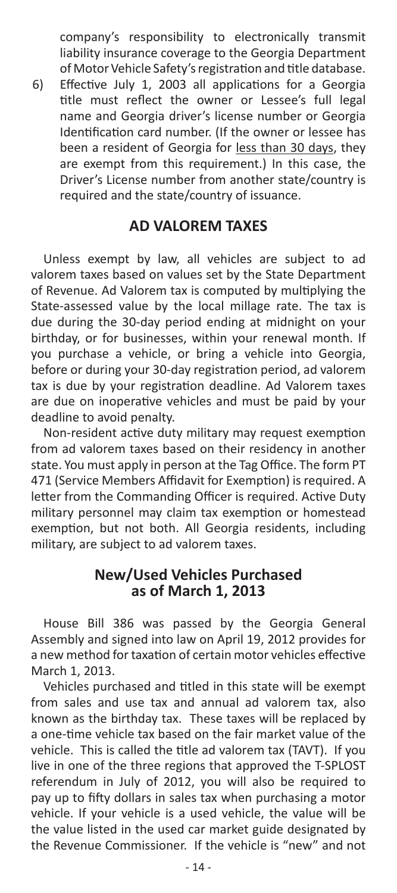company's responsibility to electronically transmit liability insurance coverage to the Georgia Department of Motor Vehicle Safety's registration and title database.

6) Effective July 1, 2003 all applications for a Georgia title must reflect the owner or Lessee's full legal name and Georgia driver's license number or Georgia Identification card number. (If the owner or lessee has been a resident of Georgia for less than 30 days, they are exempt from this requirement.) In this case, the Driver's License number from another state/country is required and the state/country of issuance.

## AD VALOREM TAXES

Unless exempt by law, all vehicles are subject to ad valorem taxes based on values set by the State Department of Revenue. Ad Valorem tax is computed by multiplying the State-assessed value by the local millage rate. The tax is due during the 30-day period ending at midnight on your birthday, or for businesses, within your renewal month. If you purchase a vehicle, or bring a vehicle into Georgia, before or during your 30-day registration period, ad valorem tax is due by your registration deadline. Ad Valorem taxes are due on inoperative vehicles and must be paid by your deadline to avoid penalty.

Non-resident active duty military may request exemption from ad valorem taxes based on their residency in another state. You must apply in person at the Tag Office. The form PT 471 (Service Members Affidavit for Exemption) is required. A letter from the Commanding Officer is required. Active Duty military personnel may claim tax exemption or homestead exemption, but not both. All Georgia residents, including military, are subject to ad valorem taxes.

## New/Used Vehicles Purchased as of March 1, 2013

House Bill 386 was passed by the Georgia General Assembly and signed into law on April 19, 2012 provides for a new method for taxation of certain motor vehicles effective March 1, 2013.

Vehicles purchased and titled in this state will be exempt from sales and use tax and annual ad valorem tax, also known as the birthday tax. These taxes will be replaced by a one-time vehicle tax based on the fair market value of the vehicle. This is called the title ad valorem tax (TAVT). If you live in one of the three regions that approved the T-SPLOST referendum in July of 2012, you will also be required to pay up to fifty dollars in sales tax when purchasing a motor vehicle. If your vehicle is a used vehicle, the value will be the value listed in the used car market guide designated by the Revenue Commissioner. If the vehicle is "new" and not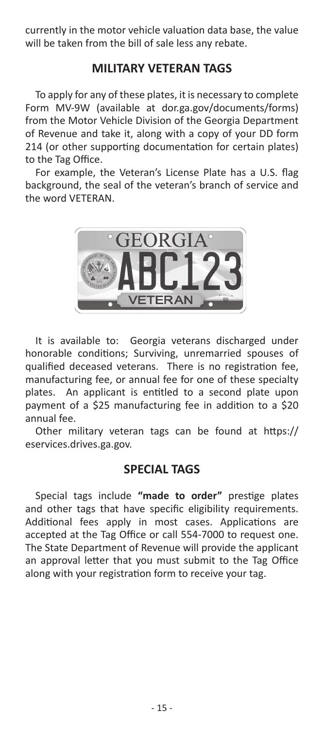currently in the motor vehicle valuation data base, the value will be taken from the bill of sale less any rebate.

## MILITARY VETERAN TAGS

To apply for any of these plates, it is necessary to complete Form MV-9W (available at dor.ga.gov/documents/forms) from the Motor Vehicle Division of the Georgia Department of Revenue and take it, along with a copy of your DD form 214 (or other supporting documentation for certain plates) to the Tag Office.

For example, the Veteran's License Plate has a U.S. flag background, the seal of the veteran's branch of service and the word VETERAN.

It is available to: Georgia veterans discharged under honorable conditions; Surviving, unremarried spouses of qualified deceased veterans. There is no registration fee, manufacturing fee, or annual fee for one of these specialty plates. An applicant is entitled to a second plate upon payment of a $25 manufacturing fee in addition to a $20 annual fee.

Other military veteran tags can be found at https://eservices.drives.ga.gov.

## SPECIAL TAGS

Special tags include **"made to order"** prestige plates and other tags that have specific eligibility requirements. Additional fees apply in most cases. Applications are accepted at the Tag Office or call 554-7000 to request one. The State Department of Revenue will provide the applicant an approval letter that you must submit to the Tag Office along with your registration form to receive your tag.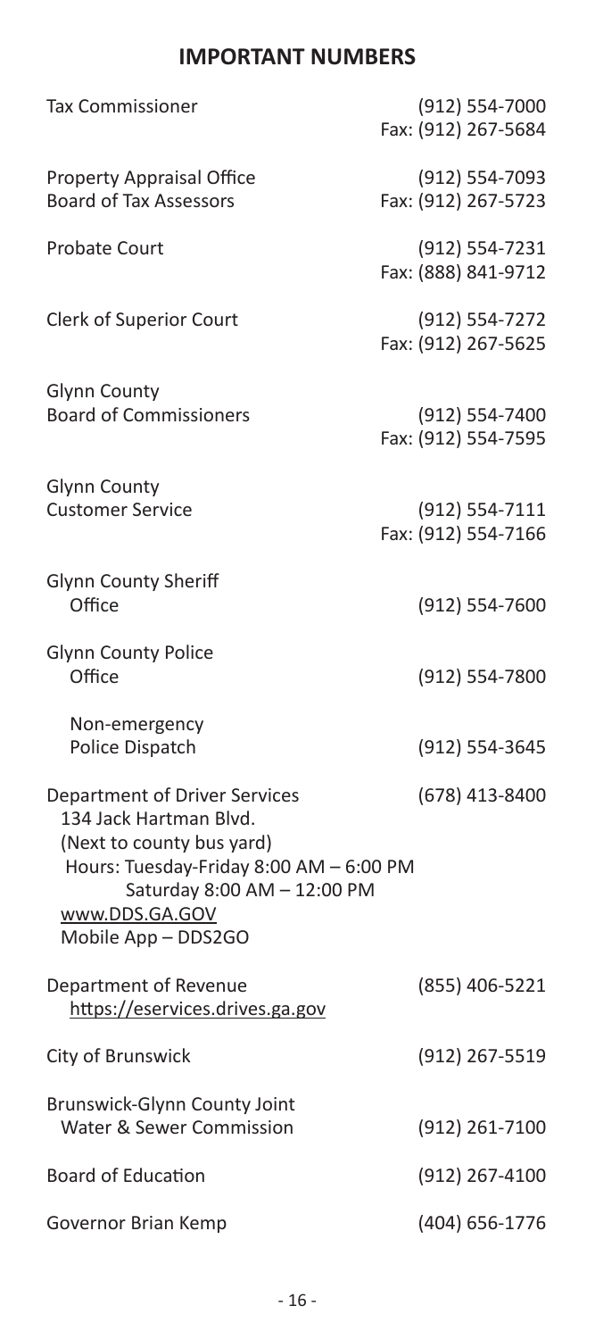## IMPORTANT NUMBERS

| | |
|---|---|
| Tax Commissioner | (912) 554-7000<br>Fax: (912) 267-5684 |
| Property Appraisal Office<br>Board of Tax Assessors | (912) 554-7093<br>Fax: (912) 267-5723 |
| Probate Court | (912) 554-7231<br>Fax: (888) 841-9712 |
| Clerk of Superior Court | (912) 554-7272<br>Fax: (912) 267-5625 |
| Glynn County<br>Board of Commissioners | (912) 554-7400<br>Fax: (912) 554-7595 |
| Glynn County<br>Customer Service | (912) 554-7111<br>Fax: (912) 554-7166 |
| Glynn County Sheriff<br>Office | (912) 554-7600 |
| Glynn County Police<br>Office | (912) 554-7800 |
| Non-emergency<br>Police Dispatch | (912) 554-3645 |
| Department of Driver Services<br>134 Jack Hartman Blvd.<br>(Next to county bus yard)<br>Hours: Tuesday-Friday 8:00 AM – 6:00 PM<br>Saturday 8:00 AM – 12:00 PM<br>www.DDS.GA.GOV<br>Mobile App – DDS2GO | (678) 413-8400 |
| Department of Revenue<br>https://eservices.drives.ga.gov | (855) 406-5221 |
| City of Brunswick | (912) 267-5519 |
| Brunswick-Glynn County Joint<br>Water & Sewer Commission | (912) 261-7100 |
| Board of Education | (912) 267-4100 |
| Governor Brian Kemp | (404) 656-1776 |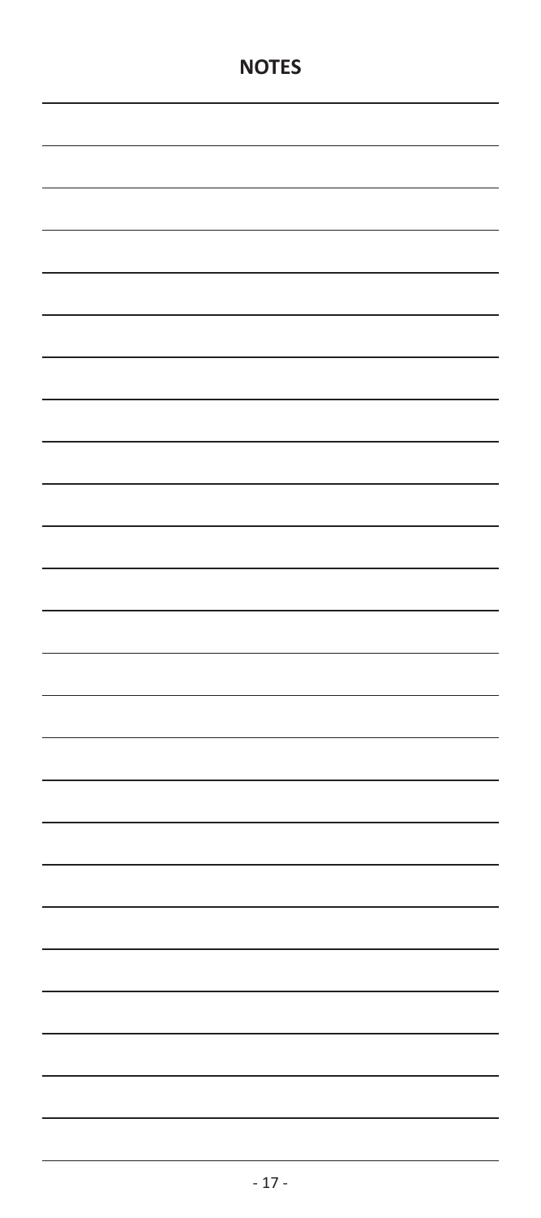# NOTES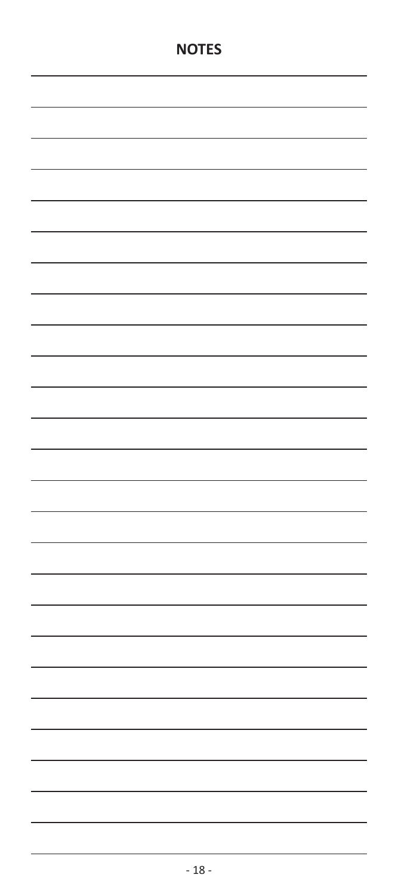# NOTES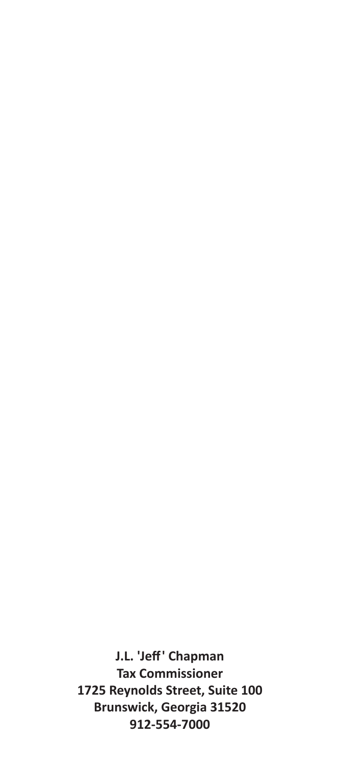**J.L. 'Jeff' Chapman**
**Tax Commissioner**
**1725 Reynolds Street, Suite 100**
**Brunswick, Georgia 31520**
**912-554-7000**